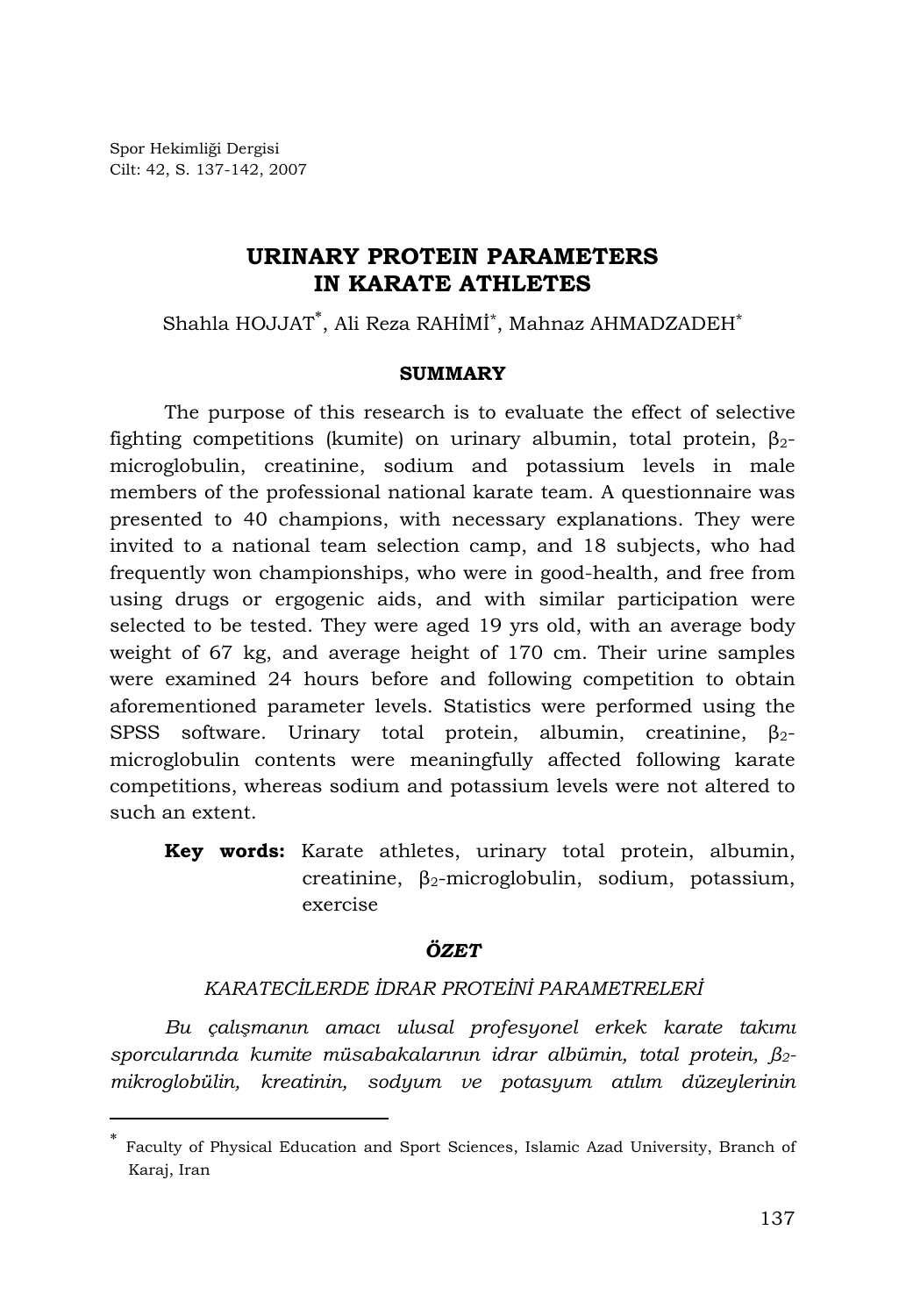# URINARY PROTEIN PARAMETERS IN KARATE ATHLETES

Shahla HOJJAT[*], Ali Reza RAHİMİ[*], Mahnaz AHMADZADEH[*]

## SUMMARY

The purpose of this research is to evaluate the effect of selective fighting competitions (kumite) on urinary albumin, total protein, $\beta_2$-microglobulin, creatinine, sodium and potassium levels in male members of the professional national karate team. A questionnaire was presented to 40 champions, with necessary explanations. They were invited to a national team selection camp, and 18 subjects, who had frequently won championships, who were in good-health, and free from using drugs or ergogenic aids, and with similar participation were selected to be tested. They were aged 19 yrs old, with an average body weight of 67 kg, and average height of 170 cm. Their urine samples were examined 24 hours before and following competition to obtain aforementioned parameter levels. Statistics were performed using the SPSS software. Urinary total protein, albumin, creatinine, $\beta_2$-microglobulin contents were meaningfully affected following karate competitions, whereas sodium and potassium levels were not altered to such an extent.

**Key words:** Karate athletes, urinary total protein, albumin, creatinine, $\beta_2$-microglobulin, sodium, potassium, exercise

## *ÖZET*

*KARATECİLERDE İDRAR PROTEİNİ PARAMETRELERİ*

*Bu çalışmanın amacı ulusal profesyonel erkek karate takımı sporcularında kumite müsabakalarının idrar albümin, total protein, $\beta_2$-mikroglobülin, kreatinin, sodyum ve potasyum atılım düzeylerinin*

---

[*] Faculty of Physical Education and Sport Sciences, Islamic Azad University, Branch of Karaj, Iran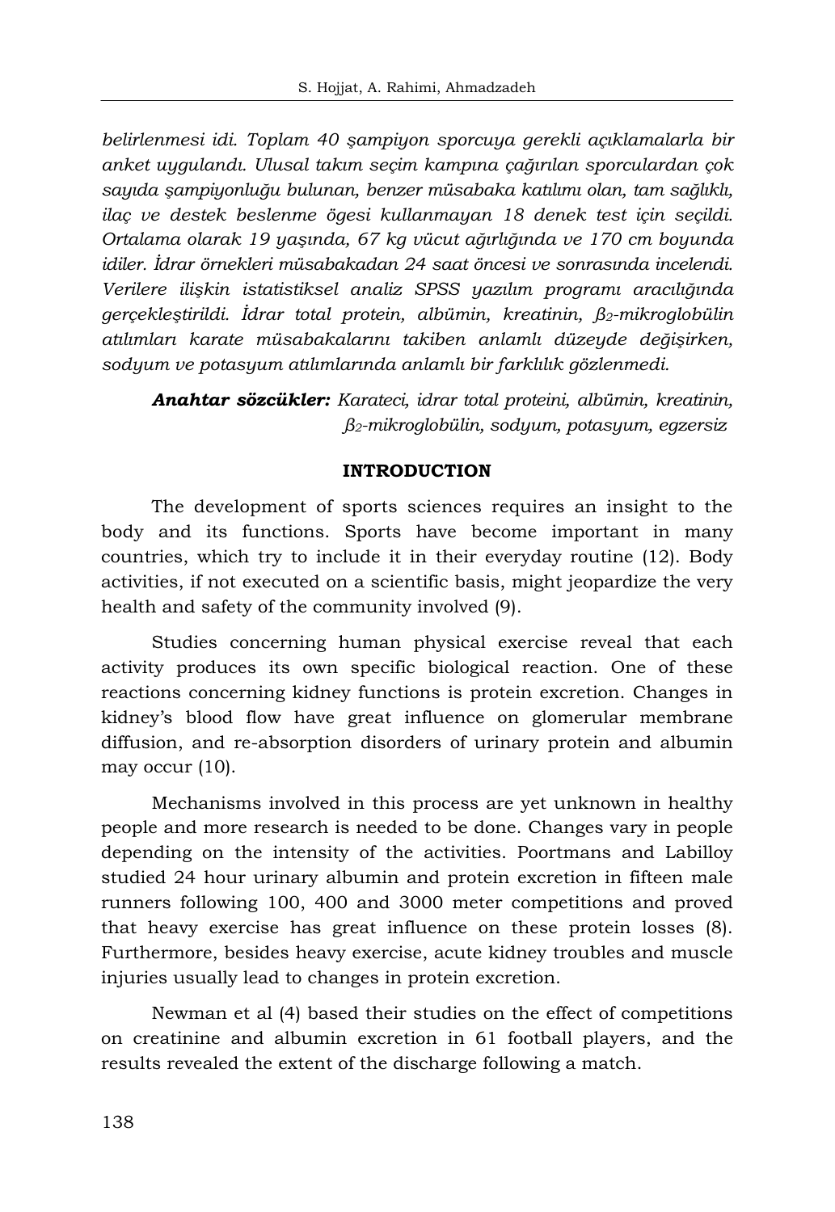*belirlenmesi idi. Toplam 40 şampiyon sporcuya gerekli açıklamalarla bir anket uygulandı. Ulusal takım seçim kampına çağırılan sporculardan çok sayıda şampiyonluğu bulunan, benzer müsabaka katılımı olan, tam sağlıklı, ilaç ve destek beslenme ögesi kullanmayan 18 denek test için seçildi. Ortalama olarak 19 yaşında, 67 kg vücut ağırlığında ve 170 cm boyunda idiler. İdrar örnekleri müsabakadan 24 saat öncesi ve sonrasında incelendi. Verilere ilişkin istatistiksel analiz SPSS yazılım programı aracılığında gerçekleştirildi. İdrar total protein, albümin, kreatinin, $\beta_2$-mikroglobülin atılımları karate müsabakalarını takiben anlamlı düzeyde değişirken, sodyum ve potasyum atılımlarında anlamlı bir farklılık gözlenmedi.*

***Anahtar sözcükler:*** *Karateci, idrar total proteini, albümin, kreatinin, $\beta_2$-mikroglobülin, sodyum, potasyum, egzersiz*

## INTRODUCTION

The development of sports sciences requires an insight to the body and its functions. Sports have become important in many countries, which try to include it in their everyday routine (12). Body activities, if not executed on a scientific basis, might jeopardize the very health and safety of the community involved (9).

Studies concerning human physical exercise reveal that each activity produces its own specific biological reaction. One of these reactions concerning kidney functions is protein excretion. Changes in kidney's blood flow have great influence on glomerular membrane diffusion, and re-absorption disorders of urinary protein and albumin may occur (10).

Mechanisms involved in this process are yet unknown in healthy people and more research is needed to be done. Changes vary in people depending on the intensity of the activities. Poortmans and Labilloy studied 24 hour urinary albumin and protein excretion in fifteen male runners following 100, 400 and 3000 meter competitions and proved that heavy exercise has great influence on these protein losses (8). Furthermore, besides heavy exercise, acute kidney troubles and muscle injuries usually lead to changes in protein excretion.

Newman et al (4) based their studies on the effect of competitions on creatinine and albumin excretion in 61 football players, and the results revealed the extent of the discharge following a match.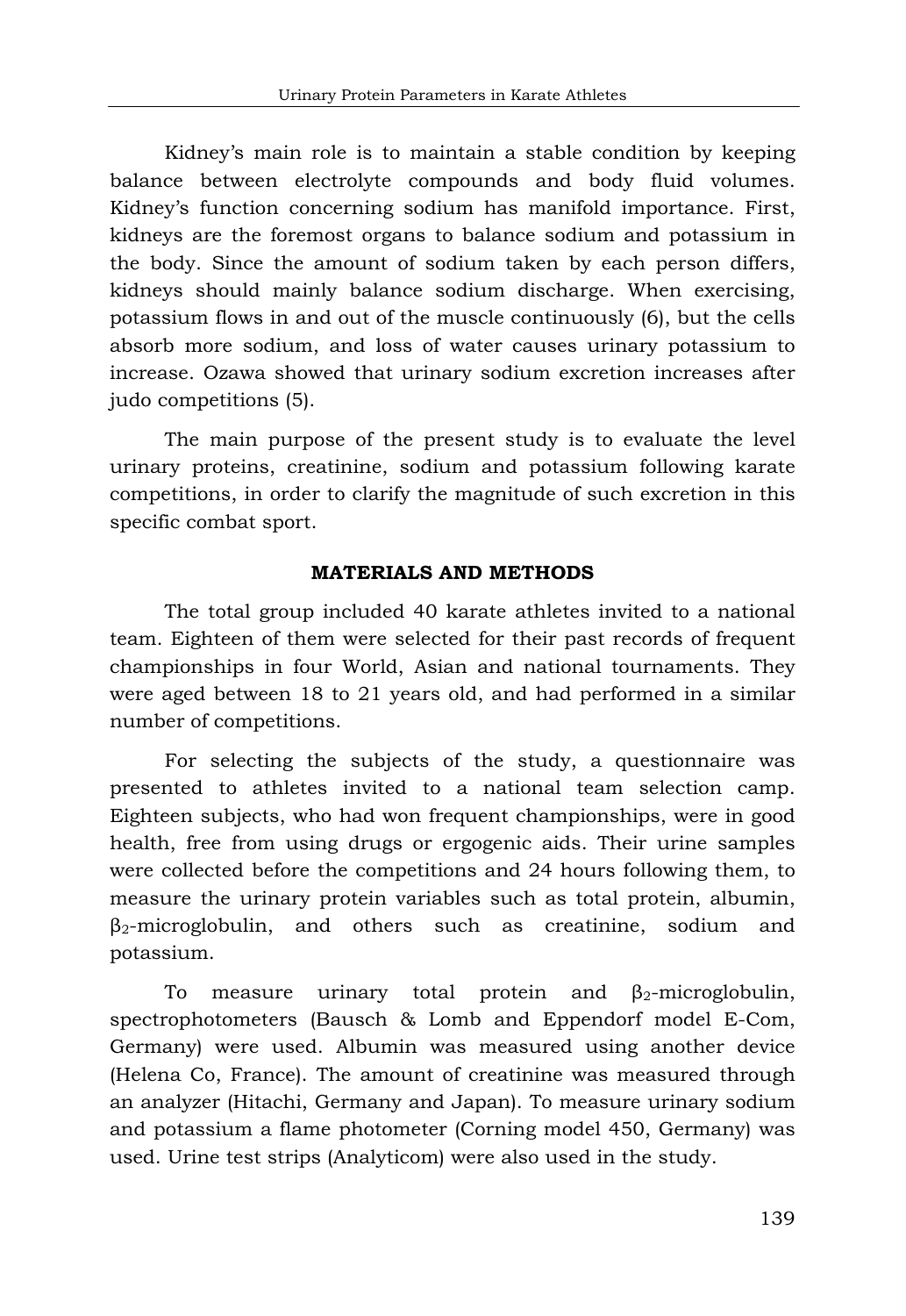Kidney's main role is to maintain a stable condition by keeping balance between electrolyte compounds and body fluid volumes. Kidney's function concerning sodium has manifold importance. First, kidneys are the foremost organs to balance sodium and potassium in the body. Since the amount of sodium taken by each person differs, kidneys should mainly balance sodium discharge. When exercising, potassium flows in and out of the muscle continuously (6), but the cells absorb more sodium, and loss of water causes urinary potassium to increase. Ozawa showed that urinary sodium excretion increases after judo competitions (5).

The main purpose of the present study is to evaluate the level urinary proteins, creatinine, sodium and potassium following karate competitions, in order to clarify the magnitude of such excretion in this specific combat sport.

## MATERIALS AND METHODS

The total group included 40 karate athletes invited to a national team. Eighteen of them were selected for their past records of frequent championships in four World, Asian and national tournaments. They were aged between 18 to 21 years old, and had performed in a similar number of competitions.

For selecting the subjects of the study, a questionnaire was presented to athletes invited to a national team selection camp. Eighteen subjects, who had won frequent championships, were in good health, free from using drugs or ergogenic aids. Their urine samples were collected before the competitions and 24 hours following them, to measure the urinary protein variables such as total protein, albumin, $\beta_2$-microglobulin, and others such as creatinine, sodium and potassium.

To measure urinary total protein and $\beta_2$-microglobulin, spectrophotometers (Bausch & Lomb and Eppendorf model E-Com, Germany) were used. Albumin was measured using another device (Helena Co, France). The amount of creatinine was measured through an analyzer (Hitachi, Germany and Japan). To measure urinary sodium and potassium a flame photometer (Corning model 450, Germany) was used. Urine test strips (Analyticom) were also used in the study.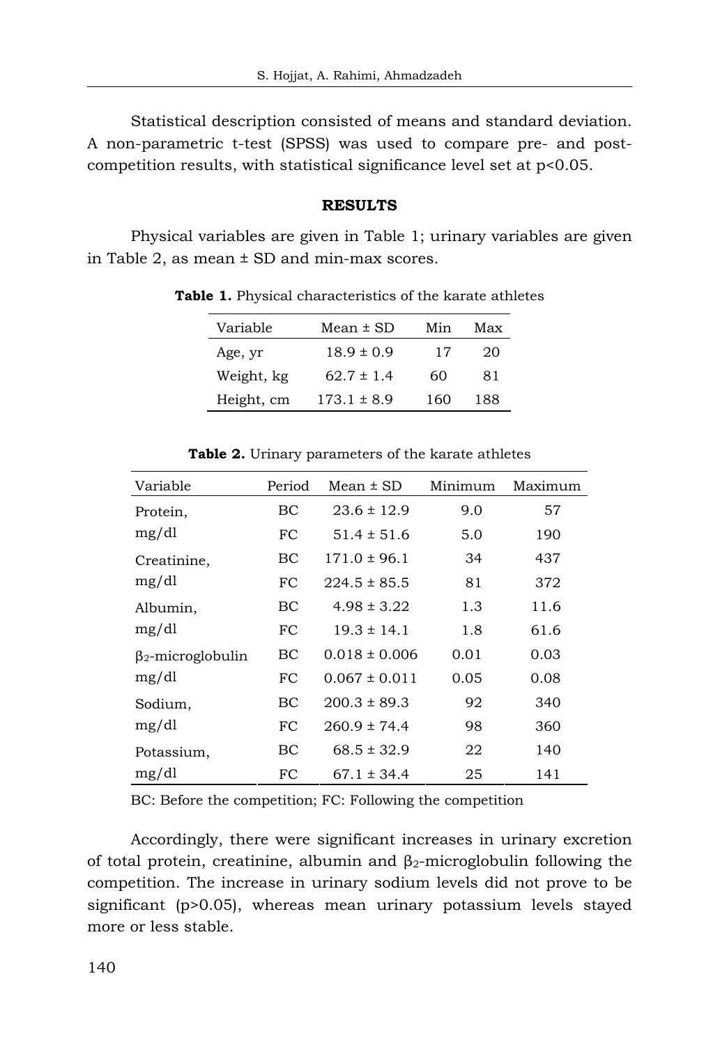Statistical description consisted of means and standard deviation. A non-parametric t-test (SPSS) was used to compare pre- and post-competition results, with statistical significance level set at $p<0.05$.

## RESULTS

Physical variables are given in Table 1; urinary variables are given in Table 2, as mean ± SD and min-max scores.

**Table 1.** Physical characteristics of the karate athletes

| Variable | Mean ± SD | Min | Max |
|---|---|---|---|
| Age, yr | 18.9 ± 0.9 | 17 | 20 |
| Weight, kg | 62.7 ± 1.4 | 60 | 81 |
| Height, cm | 173.1 ± 8.9 | 160 | 188 |

**Table 2.** Urinary parameters of the karate athletes

| Variable | Period | Mean ± SD | Minimum | Maximum |
|---|---|---|---|---|
| Protein, mg/dl | BC | 23.6 ± 12.9 | 9.0 | 57 |
| | FC | 51.4 ± 51.6 | 5.0 | 190 |
| Creatinine, mg/dl | BC | 171.0 ± 96.1 | 34 | 437 |
| | FC | 224.5 ± 85.5 | 81 | 372 |
| Albumin, mg/dl | BC | 4.98 ± 3.22 | 1.3 | 11.6 |
| | FC | 19.3 ± 14.1 | 1.8 | 61.6 |
| $\beta_2$-microglobulin mg/dl | BC | 0.018 ± 0.006 | 0.01 | 0.03 |
| | FC | 0.067 ± 0.011 | 0.05 | 0.08 |
| Sodium, mg/dl | BC | 200.3 ± 89.3 | 92 | 340 |
| | FC | 260.9 ± 74.4 | 98 | 360 |
| Potassium, mg/dl | BC | 68.5 ± 32.9 | 22 | 140 |
| | FC | 67.1 ± 34.4 | 25 | 141 |

BC: Before the competition; FC: Following the competition

Accordingly, there were significant increases in urinary excretion of total protein, creatinine, albumin and $\beta_2$-microglobulin following the competition. The increase in urinary sodium levels did not prove to be significant ($p>0.05$), whereas mean urinary potassium levels stayed more or less stable.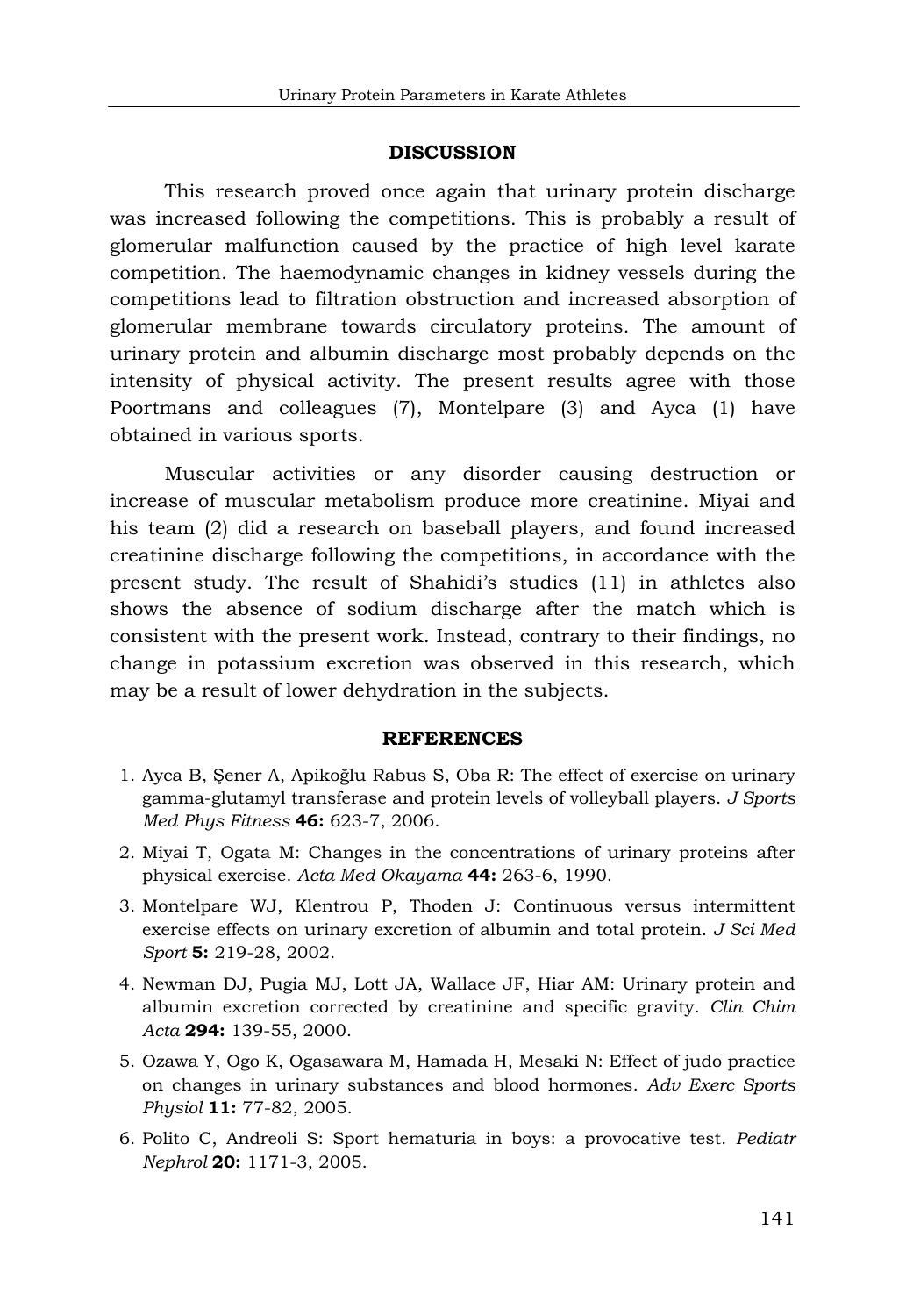## DISCUSSION

This research proved once again that urinary protein discharge was increased following the competitions. This is probably a result of glomerular malfunction caused by the practice of high level karate competition. The haemodynamic changes in kidney vessels during the competitions lead to filtration obstruction and increased absorption of glomerular membrane towards circulatory proteins. The amount of urinary protein and albumin discharge most probably depends on the intensity of physical activity. The present results agree with those Poortmans and colleagues (7), Montelpare (3) and Ayca (1) have obtained in various sports.

Muscular activities or any disorder causing destruction or increase of muscular metabolism produce more creatinine. Miyai and his team (2) did a research on baseball players, and found increased creatinine discharge following the competitions, in accordance with the present study. The result of Shahidi's studies (11) in athletes also shows the absence of sodium discharge after the match which is consistent with the present work. Instead, contrary to their findings, no change in potassium excretion was observed in this research, which may be a result of lower dehydration in the subjects.

## REFERENCES

1. Ayca B, Şener A, Apikoğlu Rabus S, Oba R: The effect of exercise on urinary gamma-glutamyl transferase and protein levels of volleyball players. *J Sports Med Phys Fitness* **46:** 623-7, 2006.
2. Miyai T, Ogata M: Changes in the concentrations of urinary proteins after physical exercise. *Acta Med Okayama* **44:** 263-6, 1990.
3. Montelpare WJ, Klentrou P, Thoden J: Continuous versus intermittent exercise effects on urinary excretion of albumin and total protein. *J Sci Med Sport* **5:** 219-28, 2002.
4. Newman DJ, Pugia MJ, Lott JA, Wallace JF, Hiar AM: Urinary protein and albumin excretion corrected by creatinine and specific gravity. *Clin Chim Acta* **294:** 139-55, 2000.
5. Ozawa Y, Ogo K, Ogasawara M, Hamada H, Mesaki N: Effect of judo practice on changes in urinary substances and blood hormones. *Adv Exerc Sports Physiol* **11:** 77-82, 2005.
6. Polito C, Andreoli S: Sport hematuria in boys: a provocative test. *Pediatr Nephrol* **20:** 1171-3, 2005.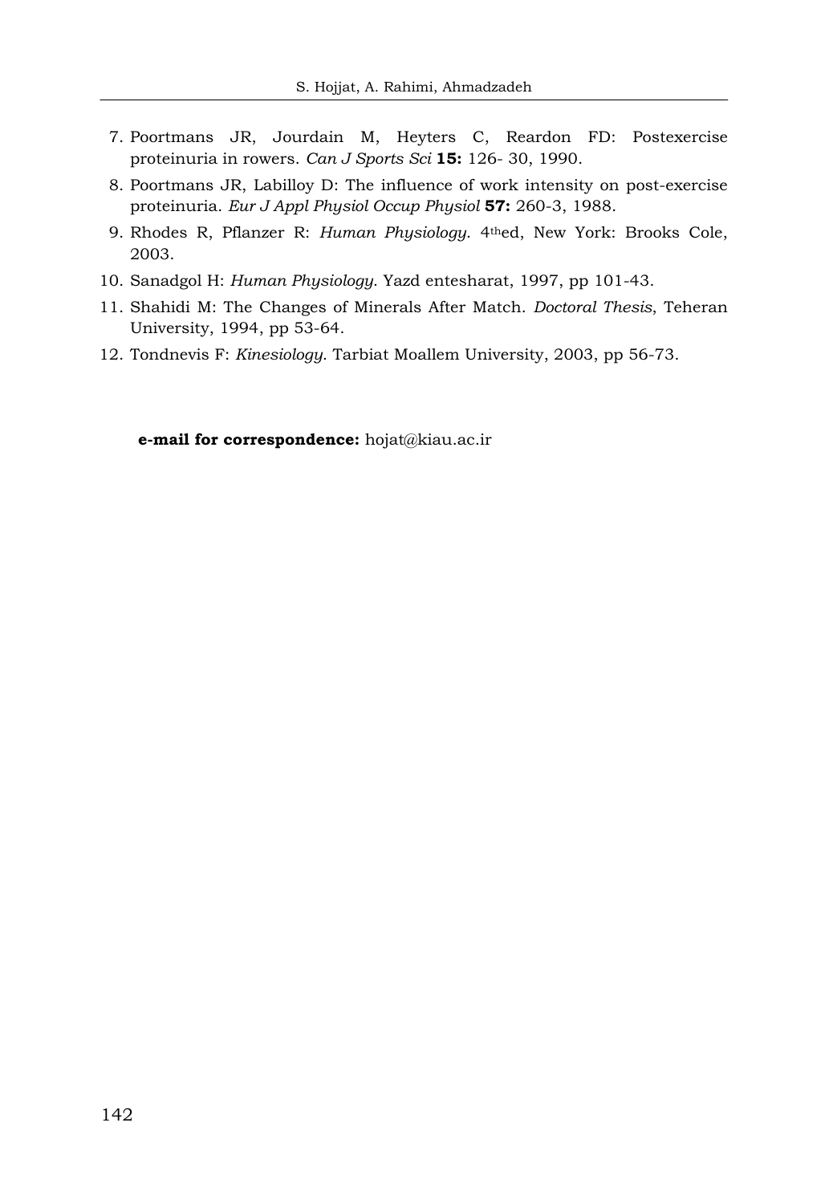7. Poortmans JR, Jourdain M, Heyters C, Reardon FD: Postexercise proteinuria in rowers. *Can J Sports Sci* **15:** 126- 30, 1990.
8. Poortmans JR, Labilloy D: The influence of work intensity on post-exercise proteinuria. *Eur J Appl Physiol Occup Physiol* **57:** 260-3, 1988.
9. Rhodes R, Pflanzer R: *Human Physiology*. 4thed, New York: Brooks Cole, 2003.
10. Sanadgol H: *Human Physiology*. Yazd entesharat, 1997, pp 101-43.
11. Shahidi M: The Changes of Minerals After Match. *Doctoral Thesis*, Teheran University, 1994, pp 53-64.
12. Tondnevis F: *Kinesiology*. Tarbiat Moallem University, 2003, pp 56-73.

**e-mail for correspondence:** hojat@kiau.ac.ir